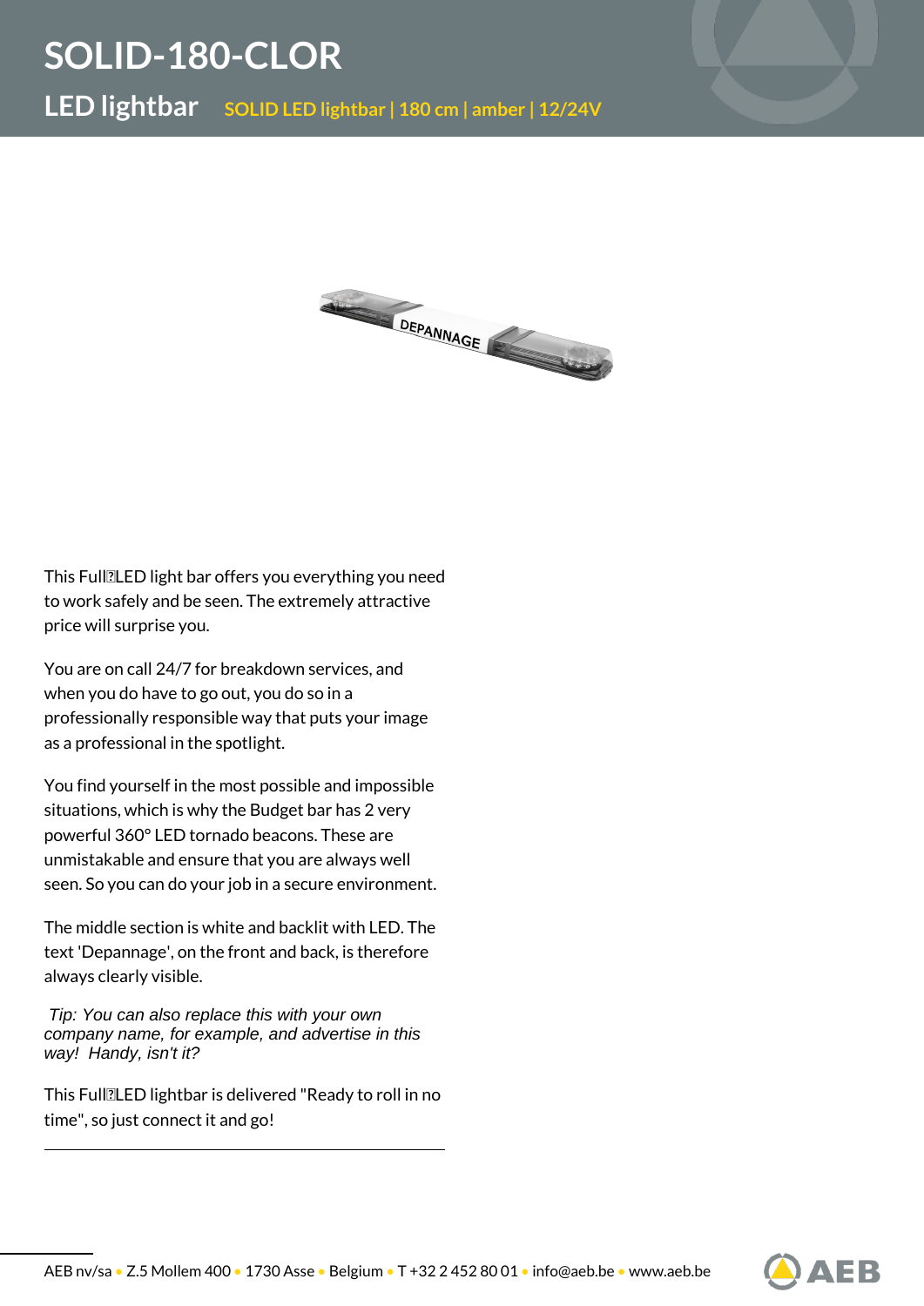# SOLID-180-CLOR

## LED lightbar

SOLID LED lightbar | 180 cm | amber | 12/24V

This Full‐LED light bar offers you everything you need to work safely and be seen. The extremely attractive price will surprise you.

You are on call 24/7 for breakdown services, and when you do have to go out, you do so in a professionally responsible way that puts your image as a professional in the spotlight.

You find yourself in the most possible and impossible situations, which is why the Budget bar has 2 very powerful 360° LED tornado beacons. These are unmistakable and ensure that you are always well seen. So you can do your job in a secure environment.

The middle section is white and backlit with LED. The text 'Depannage', on the front and back, is therefore always clearly visible.

*Tip: You can also replace this with your own company name, for example, and advertise in this way! Handy, isn't it?*

This Full‐LED lightbar is delivered "Ready to roll in no time", so just connect it and go!

AEB nv/sa • Z.5 Mollem 400 • 1730 Asse • Belgium • T +32 2 452 80 01 • info@aeb.be • www.aeb.be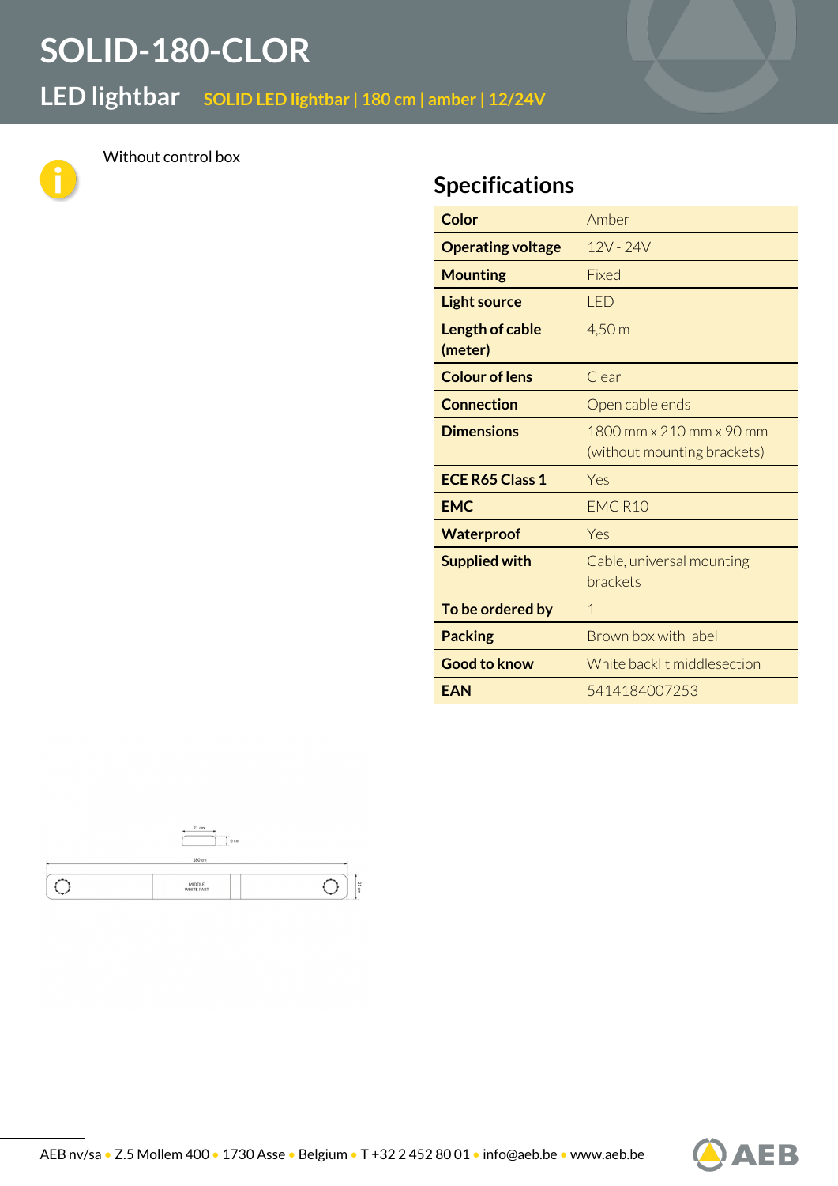# SOLID-180-CLOR

## LED lightbar

SOLID LED lightbar | 180 cm | amber | 12/24V

Without control box

## Specifications

| | |
|---|---|
| **Color** | Amber |
| **Operating voltage** | 12V - 24V |
| **Mounting** | Fixed |
| **Light source** | LED |
| **Length of cable (meter)** | 4,50 m |
| **Colour of lens** | Clear |
| **Connection** | Open cable ends |
| **Dimensions** | 1800 mm x 210 mm x 90 mm (without mounting brackets) |
| **ECE R65 Class 1** | Yes |
| **EMC** | EMC R10 |
| **Waterproof** | Yes |
| **Supplied with** | Cable, universal mounting brackets |
| **To be ordered by** | 1 |
| **Packing** | Brown box with label |
| **Good to know** | White backlit middlesection |
| **EAN** | 5414184007253 |

21 cm

6 cm

180 cm

MIDDLE WHITE PART

21 cm

AEB nv/sa • Z.5 Mollem 400 • 1730 Asse • Belgium • T +32 2 452 80 01 • info@aeb.be • www.aeb.be